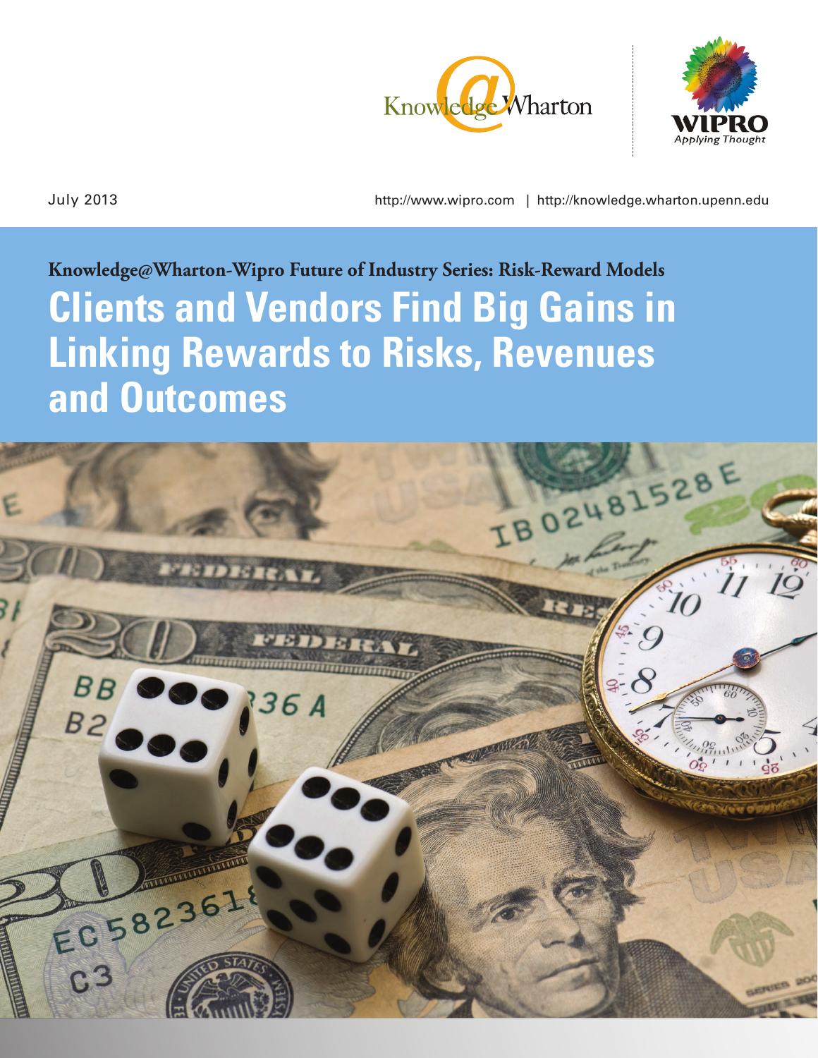Knowledge@Wharton

WIPRO
*Applying Thought*

July 2013

http://www.wipro.com | http://knowledge.wharton.upenn.edu

**Knowledge@Wharton-Wipro Future of Industry Series: Risk-Reward Models**

# Clients and Vendors Find Big Gains in Linking Rewards to Risks, Revenues and Outcomes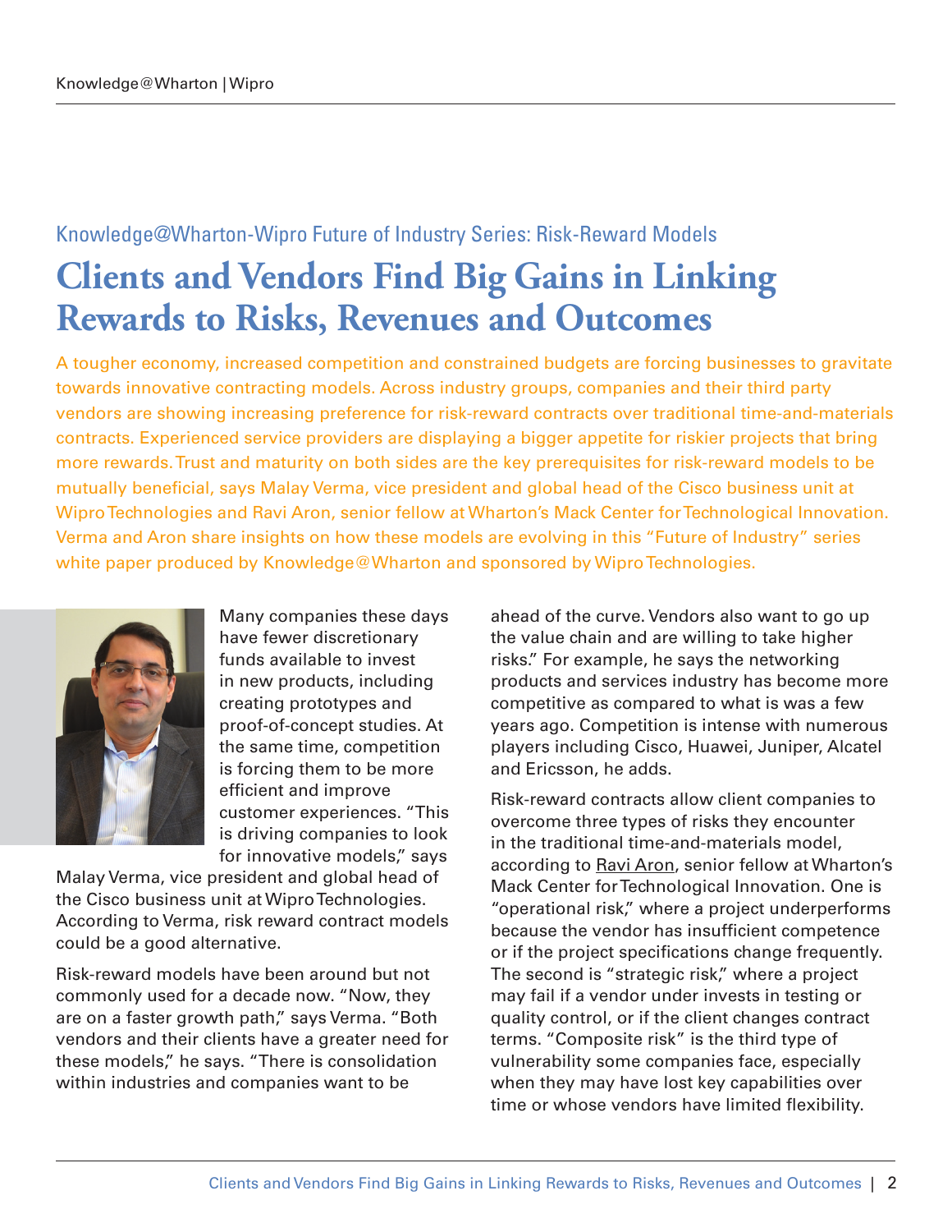Knowledge@Wharton-Wipro Future of Industry Series: Risk-Reward Models

# Clients and Vendors Find Big Gains in Linking Rewards to Risks, Revenues and Outcomes

A tougher economy, increased competition and constrained budgets are forcing businesses to gravitate towards innovative contracting models. Across industry groups, companies and their third party vendors are showing increasing preference for risk-reward contracts over traditional time-and-materials contracts. Experienced service providers are displaying a bigger appetite for riskier projects that bring more rewards. Trust and maturity on both sides are the key prerequisites for risk-reward models to be mutually beneficial, says Malay Verma, vice president and global head of the Cisco business unit at Wipro Technologies and Ravi Aron, senior fellow at Wharton's Mack Center for Technological Innovation. Verma and Aron share insights on how these models are evolving in this "Future of Industry" series white paper produced by Knowledge@Wharton and sponsored by Wipro Technologies.

Many companies these days have fewer discretionary funds available to invest in new products, including creating prototypes and proof-of-concept studies. At the same time, competition is forcing them to be more efficient and improve customer experiences. "This is driving companies to look for innovative models," says Malay Verma, vice president and global head of the Cisco business unit at Wipro Technologies. According to Verma, risk reward contract models could be a good alternative.

Risk-reward models have been around but not commonly used for a decade now. "Now, they are on a faster growth path," says Verma. "Both vendors and their clients have a greater need for these models," he says. "There is consolidation within industries and companies want to be ahead of the curve. Vendors also want to go up the value chain and are willing to take higher risks." For example, he says the networking products and services industry has become more competitive as compared to what is was a few years ago. Competition is intense with numerous players including Cisco, Huawei, Juniper, Alcatel and Ericsson, he adds.

Risk-reward contracts allow client companies to overcome three types of risks they encounter in the traditional time-and-materials model, according to Ravi Aron, senior fellow at Wharton's Mack Center for Technological Innovation. One is "operational risk," where a project underperforms because the vendor has insufficient competence or if the project specifications change frequently. The second is "strategic risk," where a project may fail if a vendor under invests in testing or quality control, or if the client changes contract terms. "Composite risk" is the third type of vulnerability some companies face, especially when they may have lost key capabilities over time or whose vendors have limited flexibility.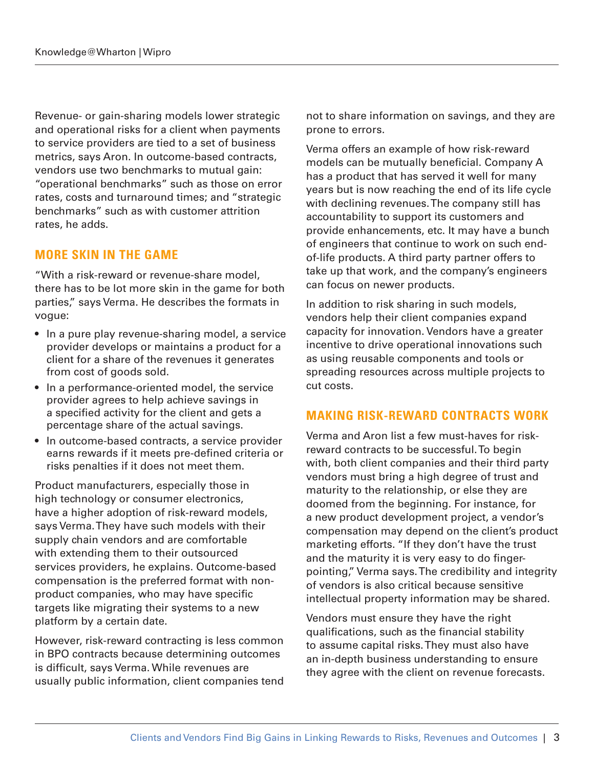Revenue- or gain-sharing models lower strategic and operational risks for a client when payments to service providers are tied to a set of business metrics, says Aron. In outcome-based contracts, vendors use two benchmarks to mutual gain: "operational benchmarks" such as those on error rates, costs and turnaround times; and "strategic benchmarks" such as with customer attrition rates, he adds.

## MORE SKIN IN THE GAME

"With a risk-reward or revenue-share model, there has to be lot more skin in the game for both parties," says Verma. He describes the formats in vogue:

- In a pure play revenue-sharing model, a service provider develops or maintains a product for a client for a share of the revenues it generates from cost of goods sold.
- In a performance-oriented model, the service provider agrees to help achieve savings in a specified activity for the client and gets a percentage share of the actual savings.
- In outcome-based contracts, a service provider earns rewards if it meets pre-defined criteria or risks penalties if it does not meet them.

Product manufacturers, especially those in high technology or consumer electronics, have a higher adoption of risk-reward models, says Verma. They have such models with their supply chain vendors and are comfortable with extending them to their outsourced services providers, he explains. Outcome-based compensation is the preferred format with non-product companies, who may have specific targets like migrating their systems to a new platform by a certain date.

However, risk-reward contracting is less common in BPO contracts because determining outcomes is difficult, says Verma. While revenues are usually public information, client companies tend not to share information on savings, and they are prone to errors.

Verma offers an example of how risk-reward models can be mutually beneficial. Company A has a product that has served it well for many years but is now reaching the end of its life cycle with declining revenues. The company still has accountability to support its customers and provide enhancements, etc. It may have a bunch of engineers that continue to work on such end-of-life products. A third party partner offers to take up that work, and the company's engineers can focus on newer products.

In addition to risk sharing in such models, vendors help their client companies expand capacity for innovation. Vendors have a greater incentive to drive operational innovations such as using reusable components and tools or spreading resources across multiple projects to cut costs.

## MAKING RISK-REWARD CONTRACTS WORK

Verma and Aron list a few must-haves for risk-reward contracts to be successful. To begin with, both client companies and their third party vendors must bring a high degree of trust and maturity to the relationship, or else they are doomed from the beginning. For instance, for a new product development project, a vendor's compensation may depend on the client's product marketing efforts. "If they don't have the trust and the maturity it is very easy to do finger-pointing," Verma says. The credibility and integrity of vendors is also critical because sensitive intellectual property information may be shared.

Vendors must ensure they have the right qualifications, such as the financial stability to assume capital risks. They must also have an in-depth business understanding to ensure they agree with the client on revenue forecasts.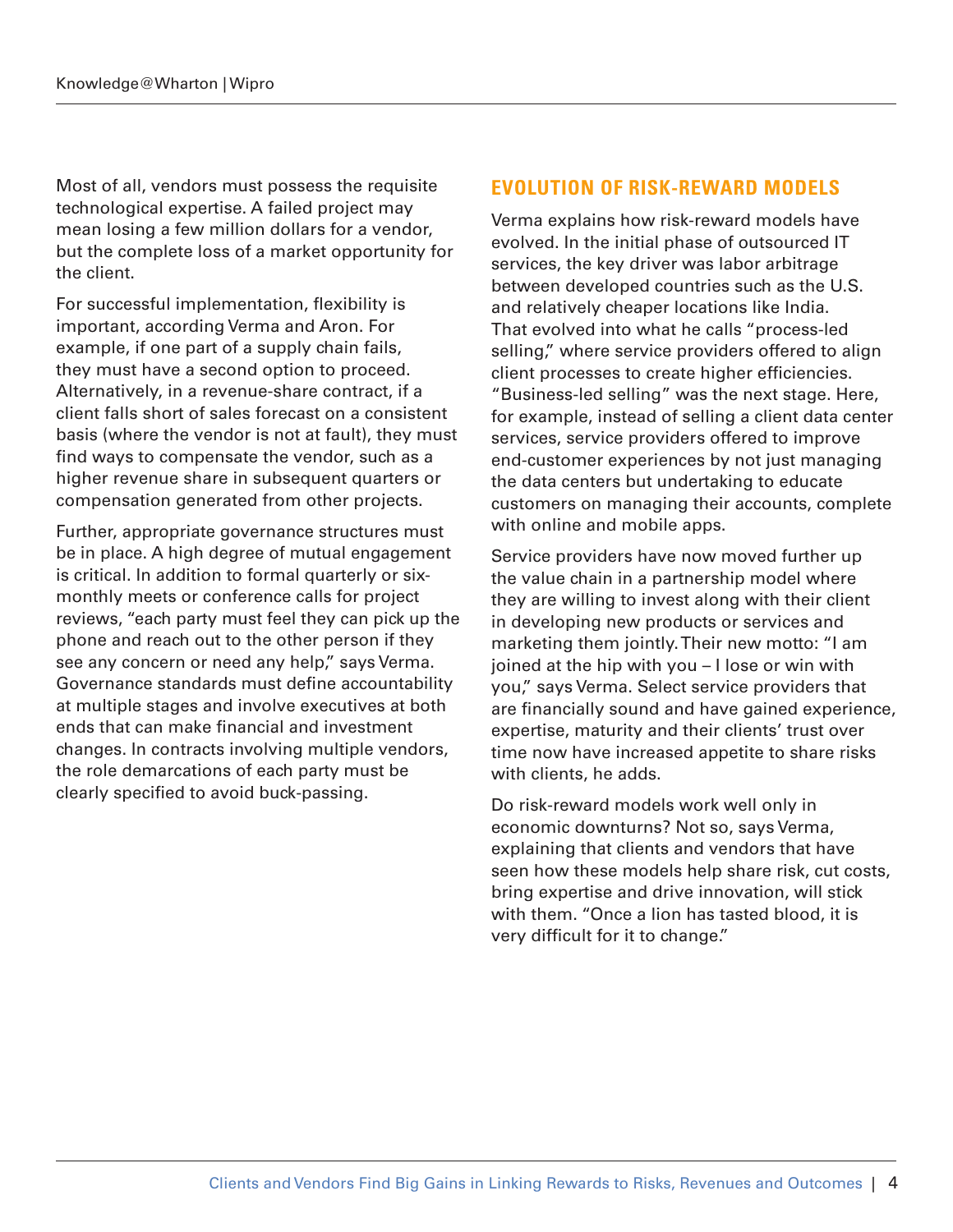Most of all, vendors must possess the requisite technological expertise. A failed project may mean losing a few million dollars for a vendor, but the complete loss of a market opportunity for the client.

For successful implementation, flexibility is important, according Verma and Aron. For example, if one part of a supply chain fails, they must have a second option to proceed. Alternatively, in a revenue-share contract, if a client falls short of sales forecast on a consistent basis (where the vendor is not at fault), they must find ways to compensate the vendor, such as a higher revenue share in subsequent quarters or compensation generated from other projects.

Further, appropriate governance structures must be in place. A high degree of mutual engagement is critical. In addition to formal quarterly or six-monthly meets or conference calls for project reviews, "each party must feel they can pick up the phone and reach out to the other person if they see any concern or need any help," says Verma. Governance standards must define accountability at multiple stages and involve executives at both ends that can make financial and investment changes. In contracts involving multiple vendors, the role demarcations of each party must be clearly specified to avoid buck-passing.

## EVOLUTION OF RISK-REWARD MODELS

Verma explains how risk-reward models have evolved. In the initial phase of outsourced IT services, the key driver was labor arbitrage between developed countries such as the U.S. and relatively cheaper locations like India. That evolved into what he calls "process-led selling," where service providers offered to align client processes to create higher efficiencies. "Business-led selling" was the next stage. Here, for example, instead of selling a client data center services, service providers offered to improve end-customer experiences by not just managing the data centers but undertaking to educate customers on managing their accounts, complete with online and mobile apps.

Service providers have now moved further up the value chain in a partnership model where they are willing to invest along with their client in developing new products or services and marketing them jointly. Their new motto: "I am joined at the hip with you – I lose or win with you," says Verma. Select service providers that are financially sound and have gained experience, expertise, maturity and their clients' trust over time now have increased appetite to share risks with clients, he adds.

Do risk-reward models work well only in economic downturns? Not so, says Verma, explaining that clients and vendors that have seen how these models help share risk, cut costs, bring expertise and drive innovation, will stick with them. "Once a lion has tasted blood, it is very difficult for it to change."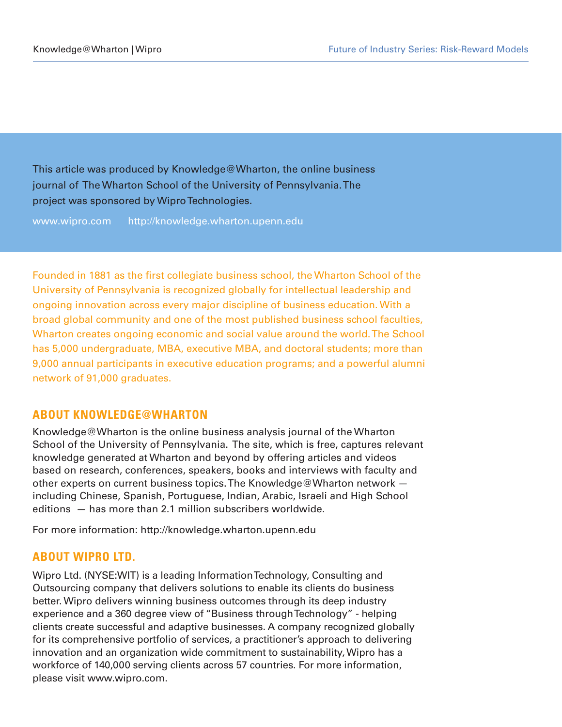This article was produced by Knowledge@Wharton, the online business journal of The Wharton School of the University of Pennsylvania. The project was sponsored by Wipro Technologies.

www.wipro.com http://knowledge.wharton.upenn.edu

Founded in 1881 as the first collegiate business school, the Wharton School of the University of Pennsylvania is recognized globally for intellectual leadership and ongoing innovation across every major discipline of business education. With a broad global community and one of the most published business school faculties, Wharton creates ongoing economic and social value around the world. The School has 5,000 undergraduate, MBA, executive MBA, and doctoral students; more than 9,000 annual participants in executive education programs; and a powerful alumni network of 91,000 graduates.

## ABOUT KNOWLEDGE@WHARTON

Knowledge@Wharton is the online business analysis journal of the Wharton School of the University of Pennsylvania. The site, which is free, captures relevant knowledge generated at Wharton and beyond by offering articles and videos based on research, conferences, speakers, books and interviews with faculty and other experts on current business topics. The Knowledge@Wharton network — including Chinese, Spanish, Portuguese, Indian, Arabic, Israeli and High School editions — has more than 2.1 million subscribers worldwide.

For more information: http://knowledge.wharton.upenn.edu

## ABOUT WIPRO LTD.

Wipro Ltd. (NYSE:WIT) is a leading Information Technology, Consulting and Outsourcing company that delivers solutions to enable its clients do business better. Wipro delivers winning business outcomes through its deep industry experience and a 360 degree view of "Business through Technology" - helping clients create successful and adaptive businesses. A company recognized globally for its comprehensive portfolio of services, a practitioner's approach to delivering innovation and an organization wide commitment to sustainability, Wipro has a workforce of 140,000 serving clients across 57 countries. For more information, please visit www.wipro.com.